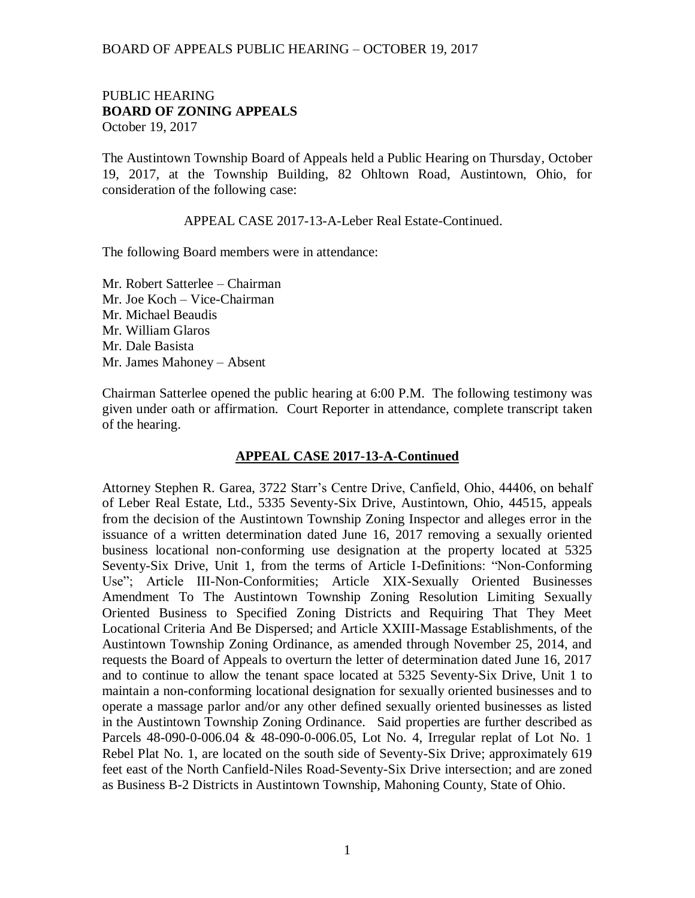PUBLIC HEARING
**BOARD OF ZONING APPEALS**
October 19, 2017

The Austintown Township Board of Appeals held a Public Hearing on Thursday, October 19, 2017, at the Township Building, 82 Ohltown Road, Austintown, Ohio, for consideration of the following case:

APPEAL CASE 2017-13-A-Leber Real Estate-Continued.

The following Board members were in attendance:

Mr. Robert Satterlee – Chairman
Mr. Joe Koch – Vice-Chairman
Mr. Michael Beaudis
Mr. William Glaros
Mr. Dale Basista
Mr. James Mahoney – Absent

Chairman Satterlee opened the public hearing at 6:00 P.M. The following testimony was given under oath or affirmation. Court Reporter in attendance, complete transcript taken of the hearing.

## APPEAL CASE 2017-13-A-Continued

Attorney Stephen R. Garea, 3722 Starr's Centre Drive, Canfield, Ohio, 44406, on behalf of Leber Real Estate, Ltd., 5335 Seventy-Six Drive, Austintown, Ohio, 44515, appeals from the decision of the Austintown Township Zoning Inspector and alleges error in the issuance of a written determination dated June 16, 2017 removing a sexually oriented business locational non-conforming use designation at the property located at 5325 Seventy-Six Drive, Unit 1, from the terms of Article I-Definitions: "Non-Conforming Use"; Article III-Non-Conformities; Article XIX-Sexually Oriented Businesses Amendment To The Austintown Township Zoning Resolution Limiting Sexually Oriented Business to Specified Zoning Districts and Requiring That They Meet Locational Criteria And Be Dispersed; and Article XXIII-Massage Establishments, of the Austintown Township Zoning Ordinance, as amended through November 25, 2014, and requests the Board of Appeals to overturn the letter of determination dated June 16, 2017 and to continue to allow the tenant space located at 5325 Seventy-Six Drive, Unit 1 to maintain a non-conforming locational designation for sexually oriented businesses and to operate a massage parlor and/or any other defined sexually oriented businesses as listed in the Austintown Township Zoning Ordinance. Said properties are further described as Parcels 48-090-0-006.04 & 48-090-0-006.05, Lot No. 4, Irregular replat of Lot No. 1 Rebel Plat No. 1, are located on the south side of Seventy-Six Drive; approximately 619 feet east of the North Canfield-Niles Road-Seventy-Six Drive intersection; and are zoned as Business B-2 Districts in Austintown Township, Mahoning County, State of Ohio.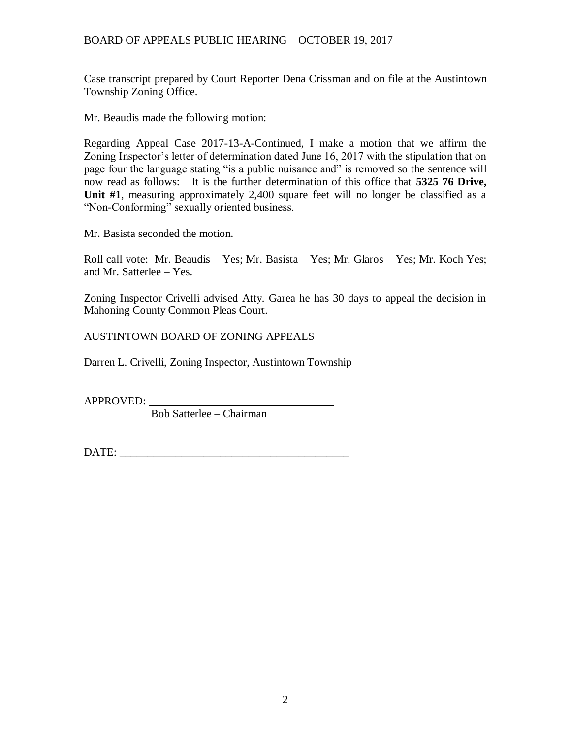Case transcript prepared by Court Reporter Dena Crissman and on file at the Austintown Township Zoning Office.

Mr. Beaudis made the following motion:

Regarding Appeal Case 2017-13-A-Continued, I make a motion that we affirm the Zoning Inspector's letter of determination dated June 16, 2017 with the stipulation that on page four the language stating "is a public nuisance and" is removed so the sentence will now read as follows: It is the further determination of this office that **5325 76 Drive, Unit #1**, measuring approximately 2,400 square feet will no longer be classified as a "Non-Conforming" sexually oriented business.

Mr. Basista seconded the motion.

Roll call vote: Mr. Beaudis – Yes; Mr. Basista – Yes; Mr. Glaros – Yes; Mr. Koch Yes; and Mr. Satterlee – Yes.

Zoning Inspector Crivelli advised Atty. Garea he has 30 days to appeal the decision in Mahoning County Common Pleas Court.

AUSTINTOWN BOARD OF ZONING APPEALS

Darren L. Crivelli, Zoning Inspector, Austintown Township

APPROVED: ________________________________
Bob Satterlee – Chairman

DATE: ________________________________________